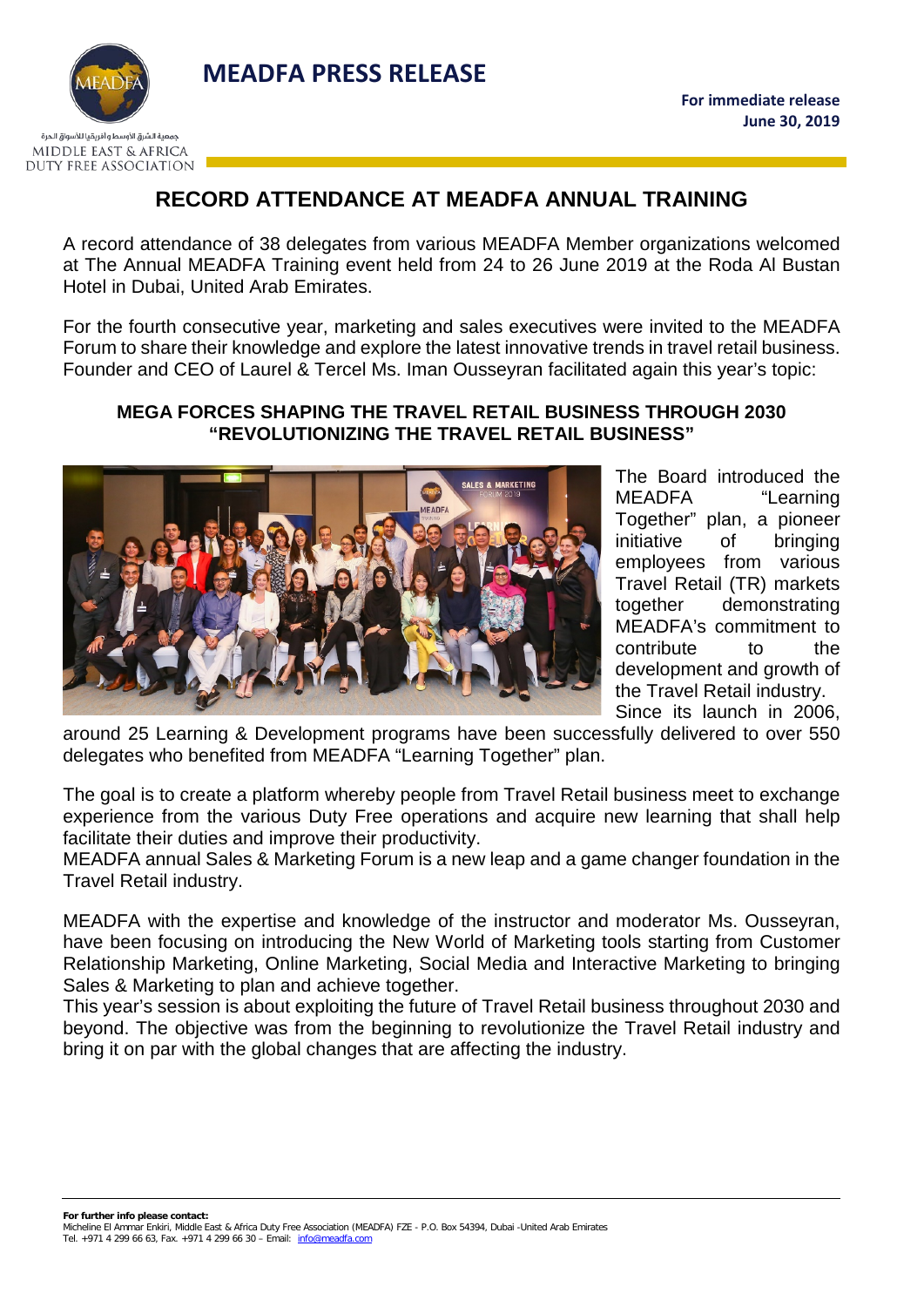# MEADFA PRESS RELEASE

جمعية الشرق الأوسط وأفريقيا للأسواق الحرة
MIDDLE EAST & AFRICA DUTY FREE ASSOCIATION

**For immediate release**
**June 30, 2019**

## RECORD ATTENDANCE AT MEADFA ANNUAL TRAINING

A record attendance of 38 delegates from various MEADFA Member organizations welcomed at The Annual MEADFA Training event held from 24 to 26 June 2019 at the Roda Al Bustan Hotel in Dubai, United Arab Emirates.

For the fourth consecutive year, marketing and sales executives were invited to the MEADFA Forum to share their knowledge and explore the latest innovative trends in travel retail business. Founder and CEO of Laurel & Tercel Ms. Iman Ousseyran facilitated again this year's topic:

### MEGA FORCES SHAPING THE TRAVEL RETAIL BUSINESS THROUGH 2030 "REVOLUTIONIZING THE TRAVEL RETAIL BUSINESS"

The Board introduced the MEADFA "Learning Together" plan, a pioneer initiative of bringing employees from various Travel Retail (TR) markets together demonstrating MEADFA's commitment to contribute to the development and growth of the Travel Retail industry. Since its launch in 2006, around 25 Learning & Development programs have been successfully delivered to over 550 delegates who benefited from MEADFA "Learning Together" plan.

The goal is to create a platform whereby people from Travel Retail business meet to exchange experience from the various Duty Free operations and acquire new learning that shall help facilitate their duties and improve their productivity.
MEADFA annual Sales & Marketing Forum is a new leap and a game changer foundation in the Travel Retail industry.

MEADFA with the expertise and knowledge of the instructor and moderator Ms. Ousseyran, have been focusing on introducing the New World of Marketing tools starting from Customer Relationship Marketing, Online Marketing, Social Media and Interactive Marketing to bringing Sales & Marketing to plan and achieve together.
This year's session is about exploiting the future of Travel Retail business throughout 2030 and beyond. The objective was from the beginning to revolutionize the Travel Retail industry and bring it on par with the global changes that are affecting the industry.

**For further info please contact:**
Micheline El Ammar Enkiri, Middle East & Africa Duty Free Association (MEADFA) FZE - P.O. Box 54394, Dubai -United Arab Emirates
Tel. +971 4 299 66 63, Fax. +971 4 299 66 30 – Email: info@meadfa.com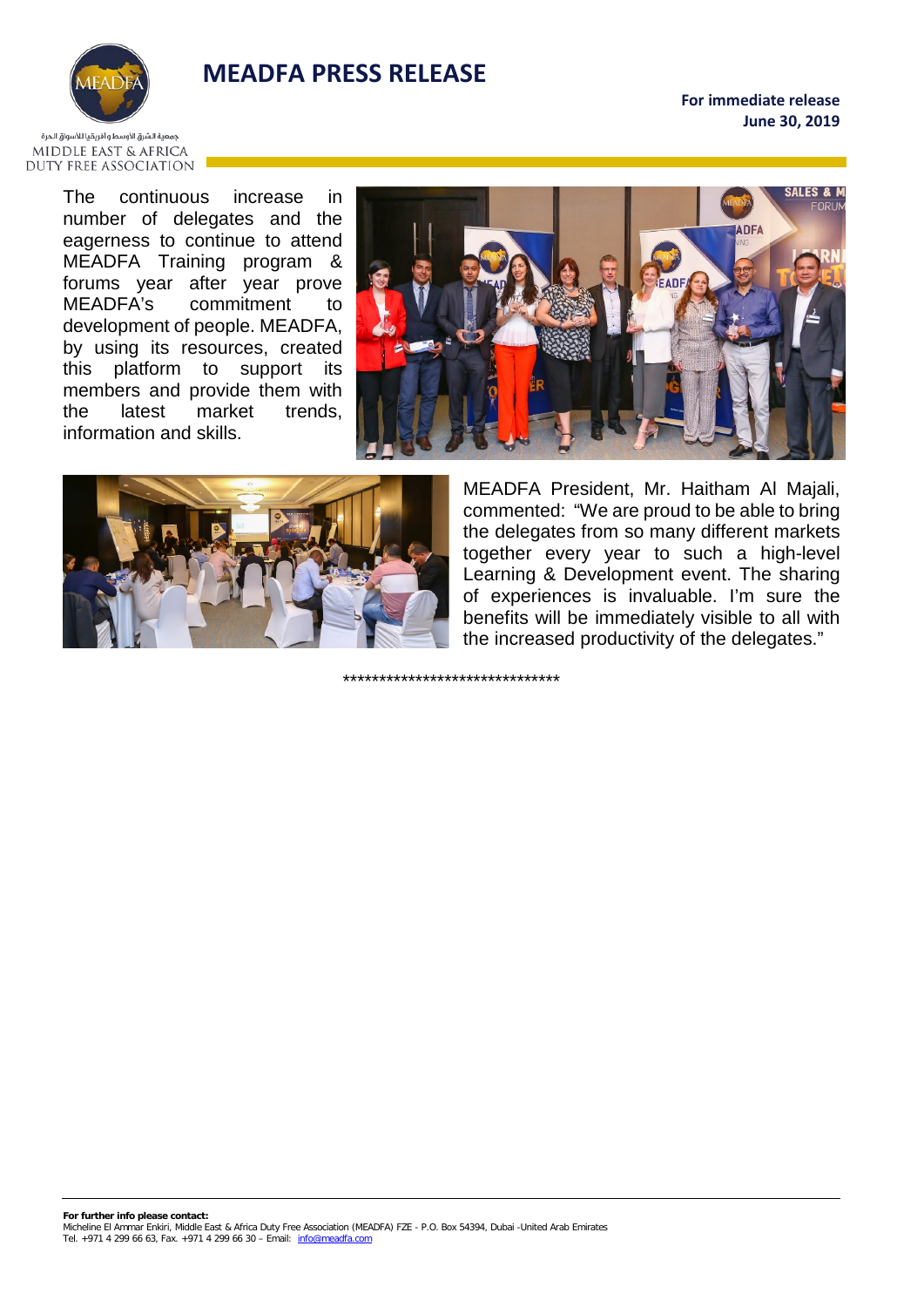# MEADFA PRESS RELEASE

**For immediate release**
**June 30, 2019**

The continuous increase in number of delegates and the eagerness to continue to attend MEADFA Training program & forums year after year prove MEADFA's commitment to development of people. MEADFA, by using its resources, created this platform to support its members and provide them with the latest market trends, information and skills.

MEADFA President, Mr. Haitham Al Majali, commented: "We are proud to be able to bring the delegates from so many different markets together every year to such a high-level Learning & Development event. The sharing of experiences is invaluable. I'm sure the benefits will be immediately visible to all with the increased productivity of the delegates."

******************************

**For further info please contact:**
Micheline El Ammar Enkiri, Middle East & Africa Duty Free Association (MEADFA) FZE - P.O. Box 54394, Dubai -United Arab Emirates
Tel. +971 4 299 66 63, Fax. +971 4 299 66 30 – Email: info@meadfa.com